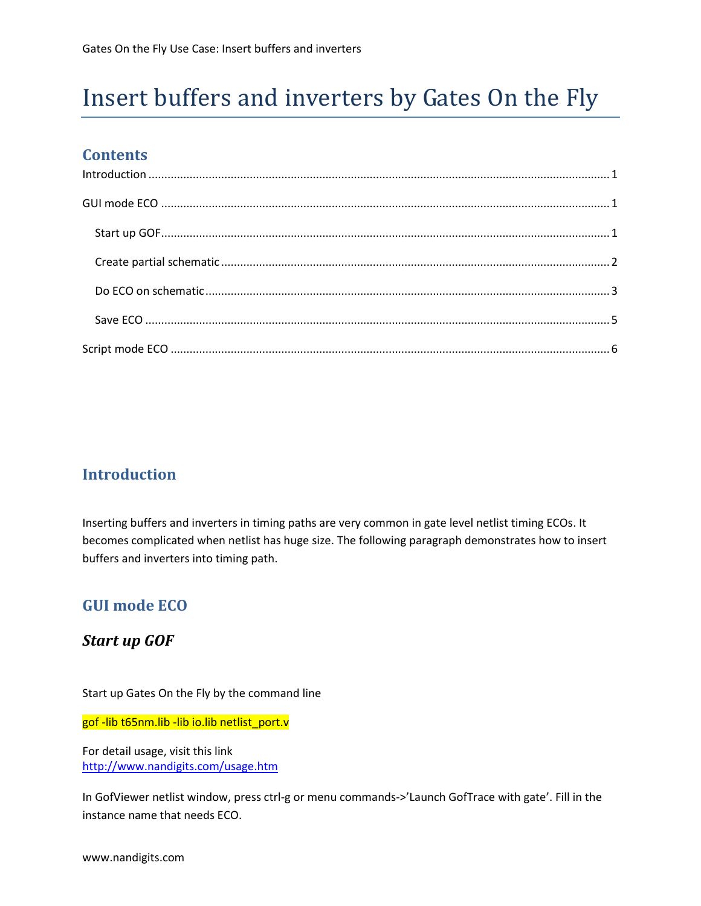# Insert buffers and inverters by Gates On the Fly

## Contents

Introduction ........................................................................................................................................ 1

GUI mode ECO .................................................................................................................................... 1

Start up GOF.................................................................................................................................... 1

Create partial schematic .................................................................................................................. 2

Do ECO on schematic ....................................................................................................................... 3

Save ECO ......................................................................................................................................... 5

Script mode ECO ................................................................................................................................. 6

## Introduction

Inserting buffers and inverters in timing paths are very common in gate level netlist timing ECOs. It becomes complicated when netlist has huge size. The following paragraph demonstrates how to insert buffers and inverters into timing path.

## GUI mode ECO

### *Start up GOF*

Start up Gates On the Fly by the command line

```
gof -lib t65nm.lib -lib io.lib netlist_port.v
```

For detail usage, visit this link
http://www.nandigits.com/usage.htm

In GofViewer netlist window, press ctrl-g or menu commands->'Launch GofTrace with gate'. Fill in the instance name that needs ECO.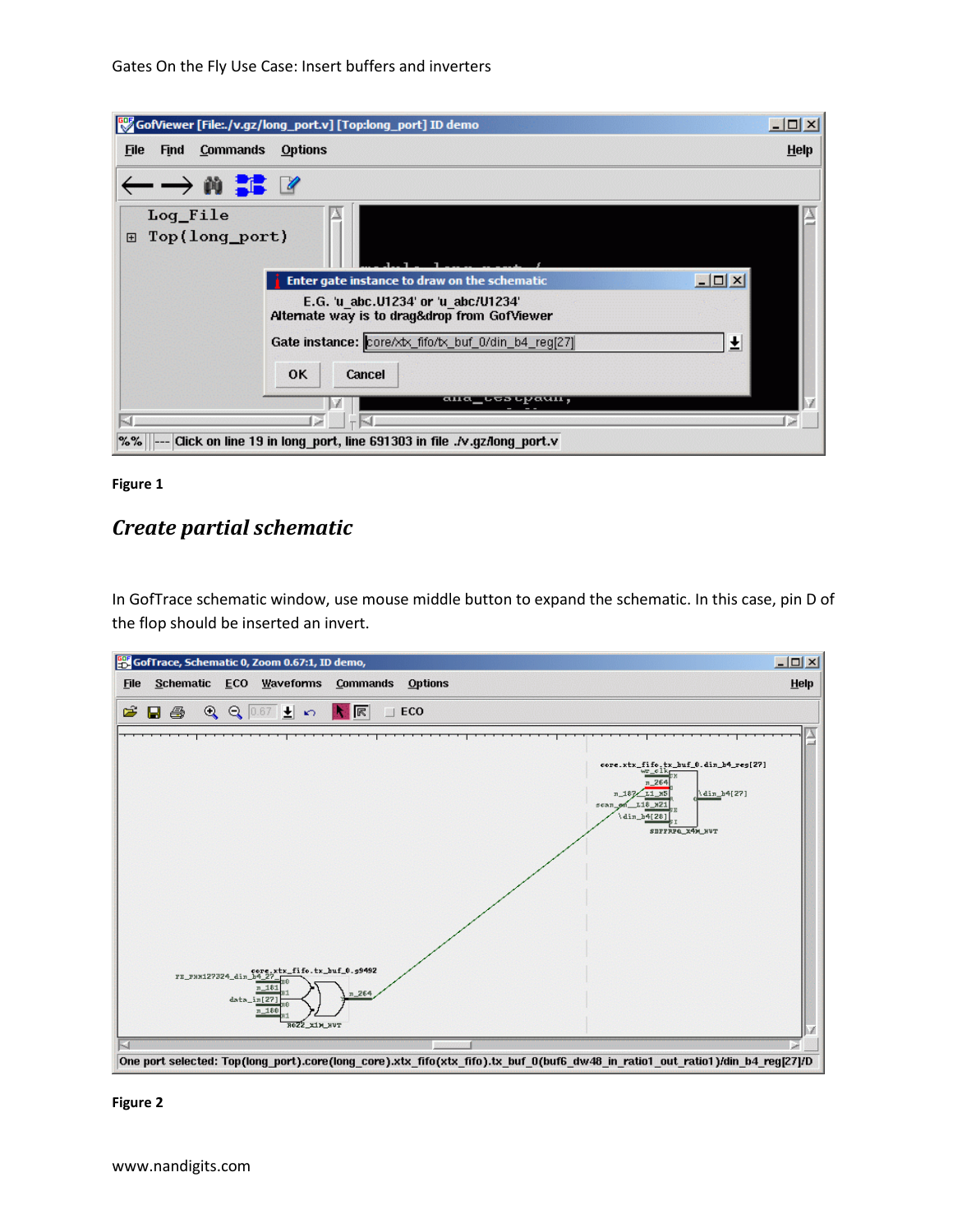Figure 1

## *Create partial schematic*

In GofTrace schematic window, use mouse middle button to expand the schematic. In this case, pin D of the flop should be inserted an invert.

Figure 2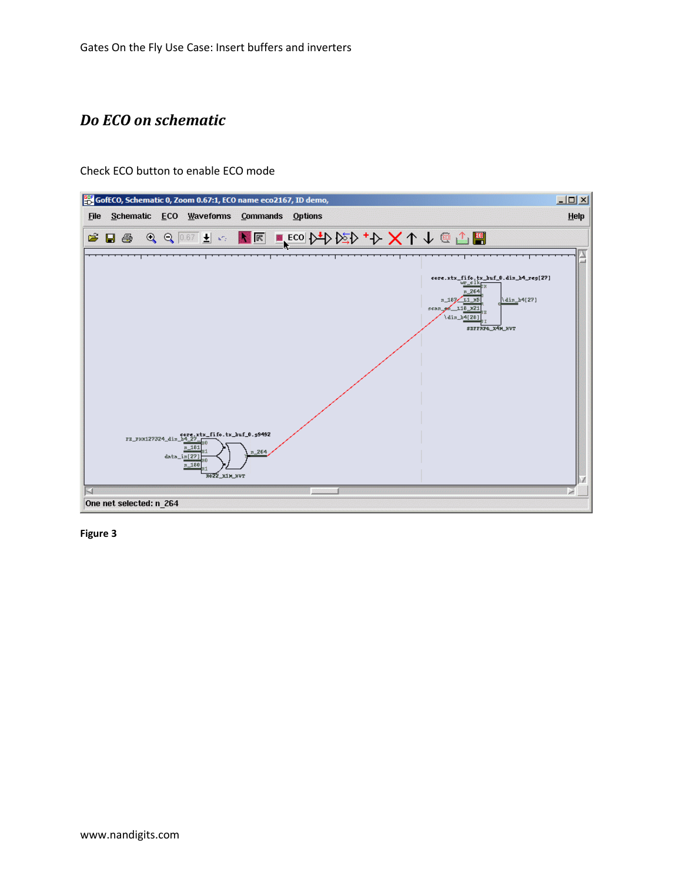## *Do ECO on schematic*

Check ECO button to enable ECO mode

**Figure 3**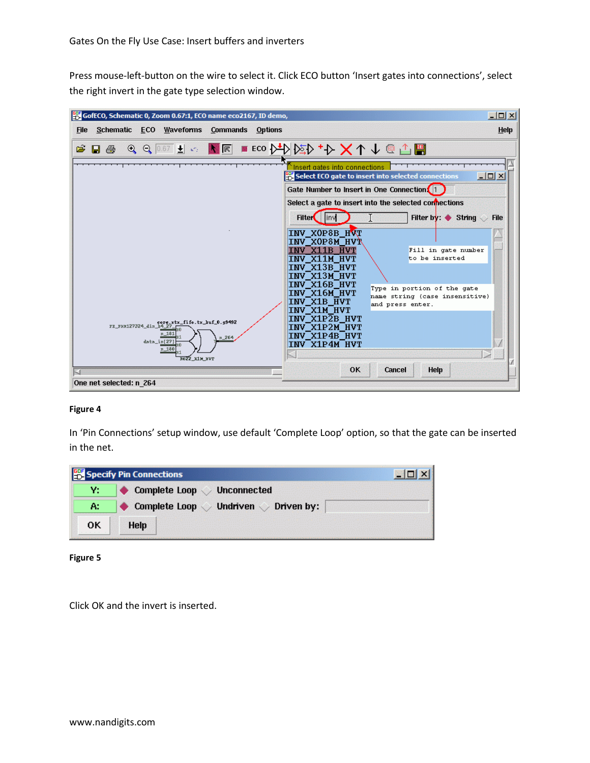Gates On the Fly Use Case: Insert buffers and inverters

Press mouse-left-button on the wire to select it. Click ECO button 'Insert gates into connections', select the right invert in the gate type selection window.

**Figure 4**

In 'Pin Connections' setup window, use default 'Complete Loop' option, so that the gate can be inserted in the net.

**Figure 5**

Click OK and the invert is inserted.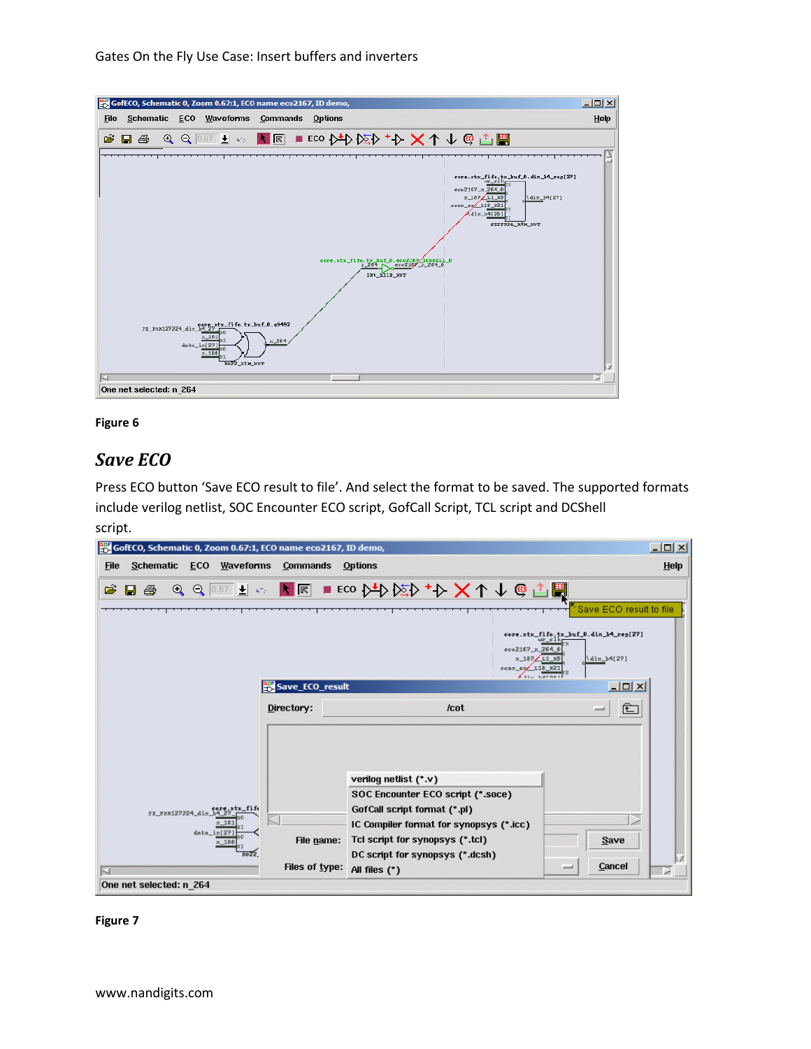Figure 6

## *Save ECO*

Press ECO button 'Save ECO result to file'. And select the format to be saved. The supported formats include verilog netlist, SOC Encounter ECO script, GofCall Script, TCL script and DCShell script.

Figure 7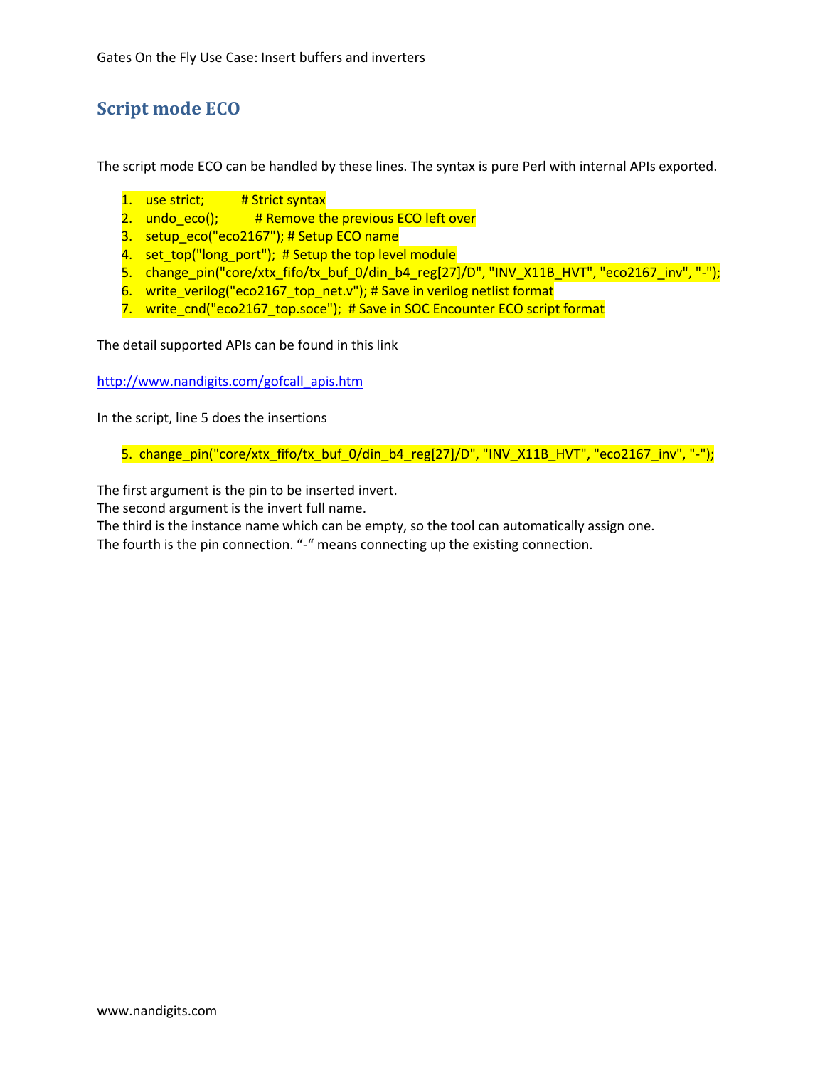## Script mode ECO

The script mode ECO can be handled by these lines. The syntax is pure Perl with internal APIs exported.

```
1. use strict;          # Strict syntax
2. undo_eco();          # Remove the previous ECO left over
3. setup_eco("eco2167"); # Setup ECO name
4. set_top("long_port");  # Setup the top level module
5. change_pin("core/xtx_fifo/tx_buf_0/din_b4_reg[27]/D", "INV_X11B_HVT", "eco2167_inv", "-");
6. write_verilog("eco2167_top_net.v"); # Save in verilog netlist format
7. write_cnd("eco2167_top.soce");  # Save in SOC Encounter ECO script format
```

The detail supported APIs can be found in this link

http://www.nandigits.com/gofcall_apis.htm

In the script, line 5 does the insertions

```
5. change_pin("core/xtx_fifo/tx_buf_0/din_b4_reg[27]/D", "INV_X11B_HVT", "eco2167_inv", "-");
```

The first argument is the pin to be inserted invert.
The second argument is the invert full name.
The third is the instance name which can be empty, so the tool can automatically assign one.
The fourth is the pin connection. "-" means connecting up the existing connection.